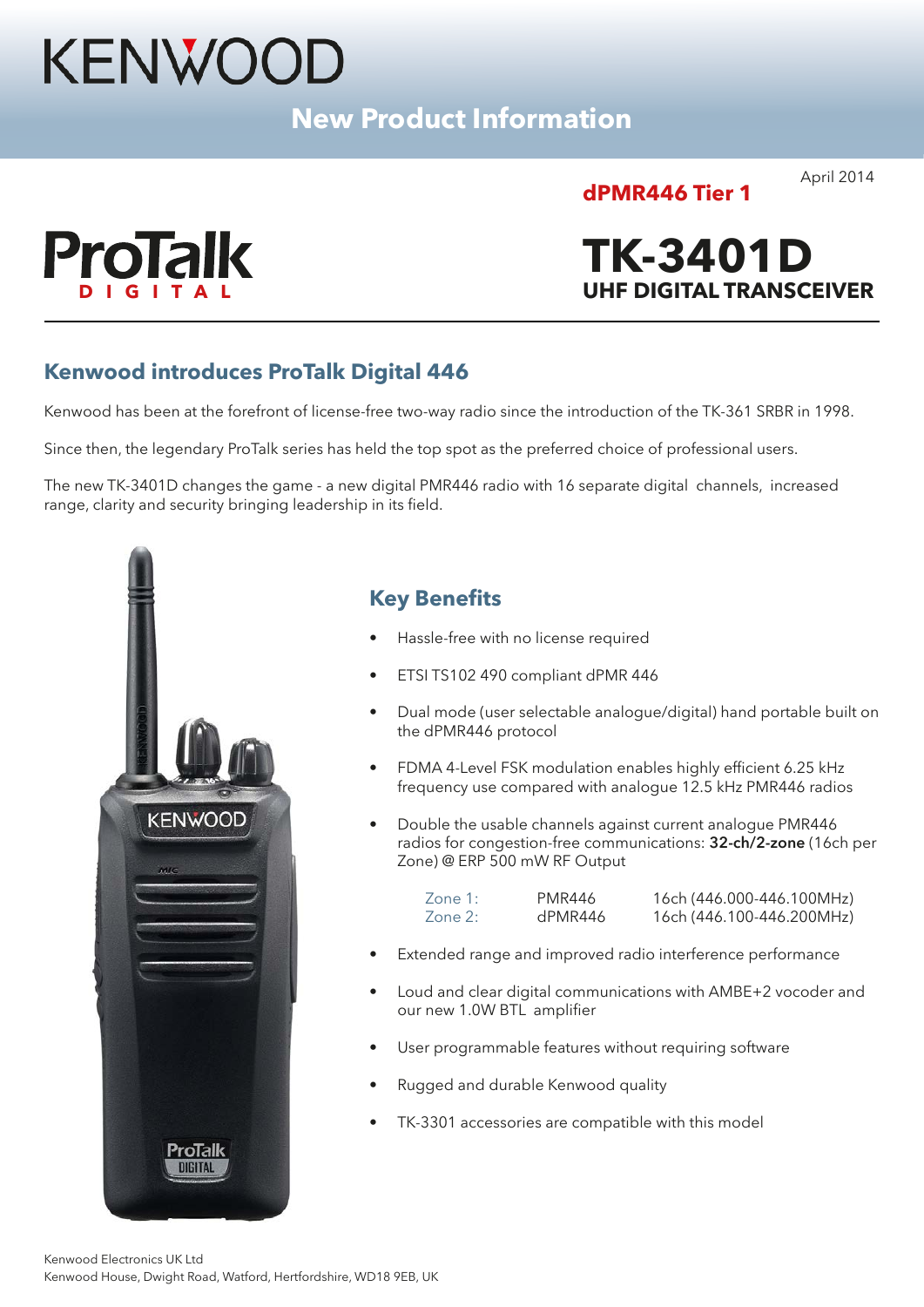# KENWOOD

**New Product Information**

April 2014

**dPMR446 Tier 1**

ProTalk DIGITAL

# TK-3401D

**UHF DIGITAL TRANSCEIVER**

## Kenwood introduces ProTalk Digital 446

Kenwood has been at the forefront of license-free two-way radio since the introduction of the TK-361 SRBR in 1998.

Since then, the legendary ProTalk series has held the top spot as the preferred choice of professional users.

The new TK-3401D changes the game - a new digital PMR446 radio with 16 separate digital channels, increased range, clarity and security bringing leadership in its field.

## Key Benefits

- Hassle-free with no license required
- ETSI TS102 490 compliant dPMR 446
- Dual mode (user selectable analogue/digital) hand portable built on the dPMR446 protocol
- FDMA 4-Level FSK modulation enables highly efficient 6.25 kHz frequency use compared with analogue 12.5 kHz PMR446 radios
- Double the usable channels against current analogue PMR446 radios for congestion-free communications: **32-ch/2-zone** (16ch per Zone) @ ERP 500 mW RF Output

| | | |
|---|---|---|
| Zone 1: | PMR446 | 16ch (446.000-446.100MHz) |
| Zone 2: | dPMR446 | 16ch (446.100-446.200MHz) |

- Extended range and improved radio interference performance
- Loud and clear digital communications with AMBE+2 vocoder and our new 1.0W BTL amplifier
- User programmable features without requiring software
- Rugged and durable Kenwood quality
- TK-3301 accessories are compatible with this model

Kenwood Electronics UK Ltd
Kenwood House, Dwight Road, Watford, Hertfordshire, WD18 9EB, UK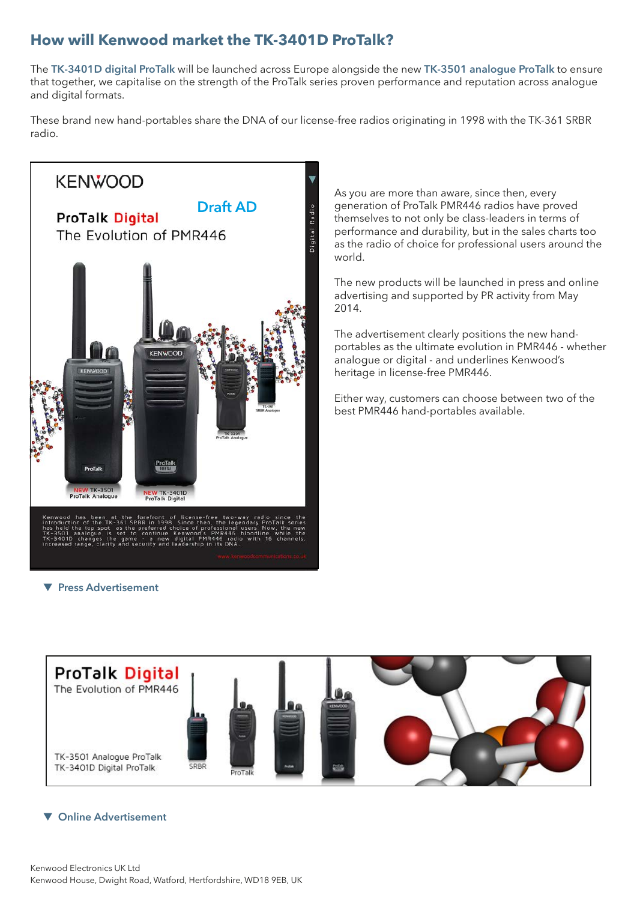## How will Kenwood market the TK-3401D ProTalk?

The TK-3401D digital ProTalk will be launched across Europe alongside the new TK-3501 analogue ProTalk to ensure that together, we capitalise on the strength of the ProTalk series proven performance and reputation across analogue and digital formats.

These brand new hand-portables share the DNA of our license-free radios originating in 1998 with the TK-361 SRBR radio.

KENWOOD

Draft AD

ProTalk Digital
The Evolution of PMR446

Digital Radio

NEW TK-3501 ProTalk Analogue

NEW TK-3401D ProTalk Digital

TK-3301 ProTalk Analogue

TK-361 SRBR Analogue

Kenwood has been at the forefront of license-free two-way radio since the introduction of the TK-361 SRBR in 1998. Since then, the legendary ProTalk series has held the top spot as the preferred choice of professional users. Now, the new TK-3501 analogue is set to continue Kenwood's PMR446 bloodline while the TK-3401D changes the game - a new digital PMR446 radio with 16 channels, increased range, clarity and security and leadership in its DNA.

www.kenwoodcommunications.co.uk

▼ Press Advertisement

As you are more than aware, since then, every generation of ProTalk PMR446 radios have proved themselves to not only be class-leaders in terms of performance and durability, but in the sales charts too as the radio of choice for professional users around the world.

The new products will be launched in press and online advertising and supported by PR activity from May 2014.

The advertisement clearly positions the new hand-portables as the ultimate evolution in PMR446 - whether analogue or digital - and underlines Kenwood's heritage in license-free PMR446.

Either way, customers can choose between two of the best PMR446 hand-portables available.

ProTalk Digital
The Evolution of PMR446

TK-3501 Analogue ProTalk
TK-3401D Digital ProTalk

SRBR

ProTalk

▼ Online Advertisement

Kenwood Electronics UK Ltd
Kenwood House, Dwight Road, Watford, Hertfordshire, WD18 9EB, UK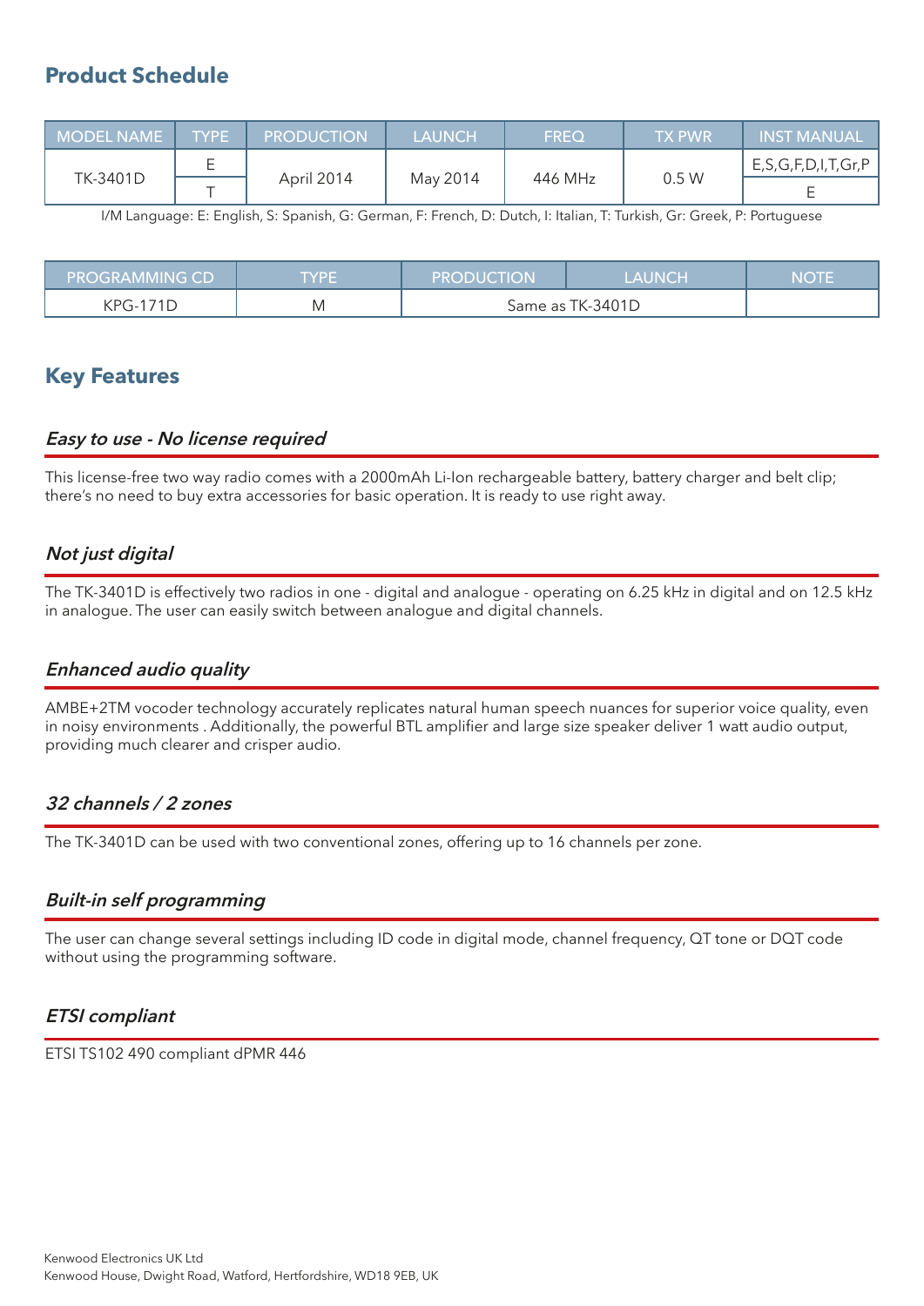## Product Schedule

| MODEL NAME | TYPE | PRODUCTION | LAUNCH | FREQ | TX PWR | INST MANUAL |
|---|---|---|---|---|---|---|
| TK-3401D | E | April 2014 | May 2014 | 446 MHz | 0.5 W | E,S,G,F,D,I,T,Gr,P |
| | T | | | | | E |

I/M Language: E: English, S: Spanish, G: German, F: French, D: Dutch, I: Italian, T: Turkish, Gr: Greek, P: Portuguese

| PROGRAMMING CD | TYPE | PRODUCTION | LAUNCH | NOTE |
|---|---|---|---|---|
| KPG-171D | M | Same as TK-3401D | | |

## Key Features

### *Easy to use - No license required*

This license-free two way radio comes with a 2000mAh Li-Ion rechargeable battery, battery charger and belt clip; there's no need to buy extra accessories for basic operation. It is ready to use right away.

### *Not just digital*

The TK-3401D is effectively two radios in one - digital and analogue - operating on 6.25 kHz in digital and on 12.5 kHz in analogue. The user can easily switch between analogue and digital channels.

### *Enhanced audio quality*

AMBE+2TM vocoder technology accurately replicates natural human speech nuances for superior voice quality, even in noisy environments . Additionally, the powerful BTL amplifier and large size speaker deliver 1 watt audio output, providing much clearer and crisper audio.

### *32 channels / 2 zones*

The TK-3401D can be used with two conventional zones, offering up to 16 channels per zone.

### *Built-in self programming*

The user can change several settings including ID code in digital mode, channel frequency, QT tone or DQT code without using the programming software.

### *ETSI compliant*

ETSI TS102 490 compliant dPMR 446

Kenwood Electronics UK Ltd
Kenwood House, Dwight Road, Watford, Hertfordshire, WD18 9EB, UK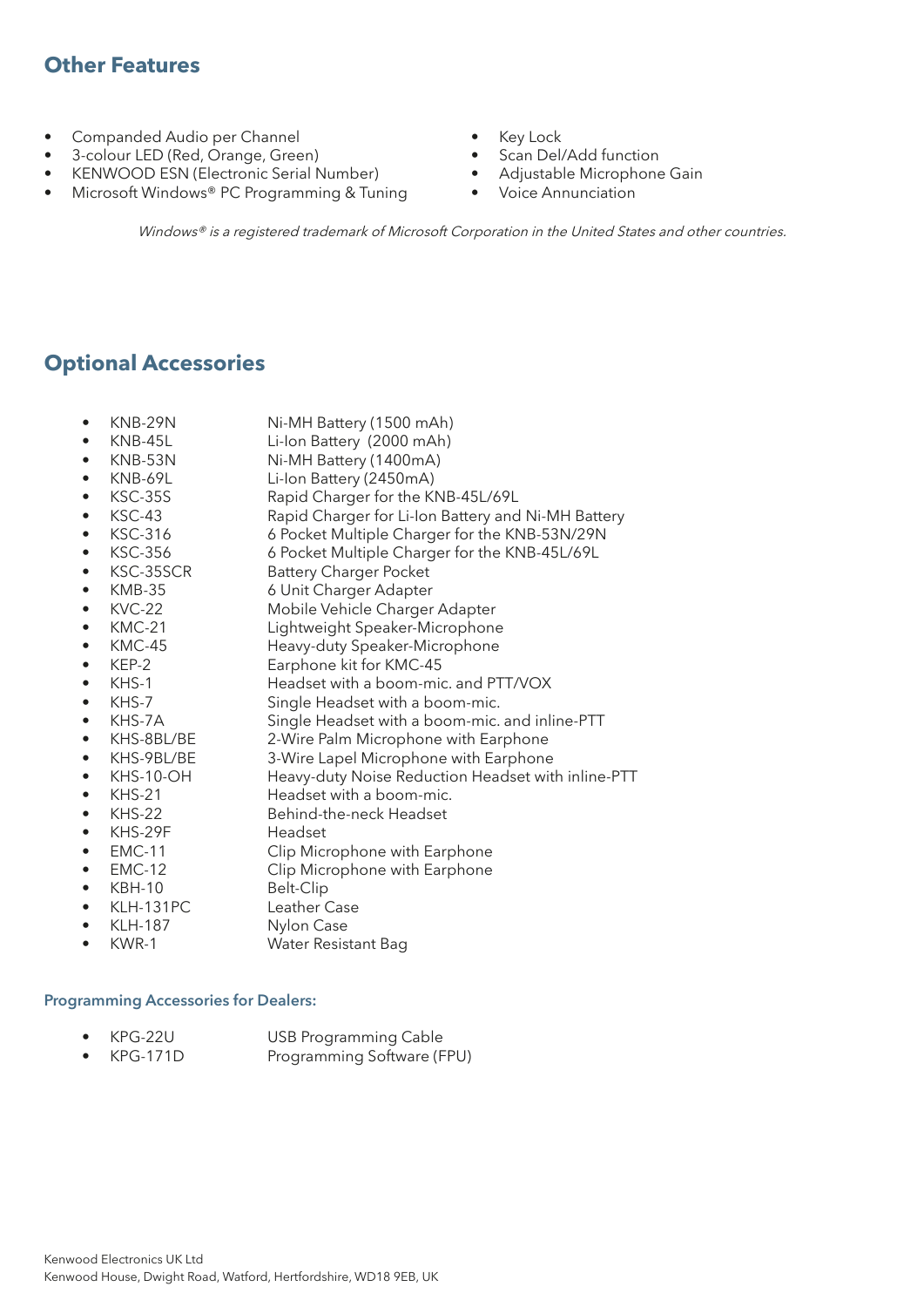## Other Features

- Companded Audio per Channel
- 3-colour LED (Red, Orange, Green)
- KENWOOD ESN (Electronic Serial Number)
- Microsoft Windows® PC Programming & Tuning
- Key Lock
- Scan Del/Add function
- Adjustable Microphone Gain
- Voice Annunciation

*Windows® is a registered trademark of Microsoft Corporation in the United States and other countries.*

## Optional Accessories

- KNB-29N Ni-MH Battery (1500 mAh)
- KNB-45L Li-Ion Battery (2000 mAh)
- KNB-53N Ni-MH Battery (1400mA)
- KNB-69L Li-Ion Battery (2450mA)
- KSC-35S Rapid Charger for the KNB-45L/69L
- KSC-43 Rapid Charger for Li-Ion Battery and Ni-MH Battery
- KSC-316 6 Pocket Multiple Charger for the KNB-53N/29N
- KSC-356 6 Pocket Multiple Charger for the KNB-45L/69L
- KSC-35SCR Battery Charger Pocket
- KMB-35 6 Unit Charger Adapter
- KVC-22 Mobile Vehicle Charger Adapter
- KMC-21 Lightweight Speaker-Microphone
- KMC-45 Heavy-duty Speaker-Microphone
- KEP-2 Earphone kit for KMC-45
- KHS-1 Headset with a boom-mic. and PTT/VOX
- KHS-7 Single Headset with a boom-mic.
- KHS-7A Single Headset with a boom-mic. and inline-PTT
- KHS-8BL/BE 2-Wire Palm Microphone with Earphone
- KHS-9BL/BE 3-Wire Lapel Microphone with Earphone
- KHS-10-OH Heavy-duty Noise Reduction Headset with inline-PTT
- KHS-21 Headset with a boom-mic.
- KHS-22 Behind-the-neck Headset
- KHS-29F Headset
- EMC-11 Clip Microphone with Earphone
- EMC-12 Clip Microphone with Earphone
- KBH-10 Belt-Clip
- KLH-131PC Leather Case
- KLH-187 Nylon Case
- KWR-1 Water Resistant Bag

### Programming Accessories for Dealers:

- KPG-22U USB Programming Cable
- KPG-171D Programming Software (FPU)

Kenwood Electronics UK Ltd
Kenwood House, Dwight Road, Watford, Hertfordshire, WD18 9EB, UK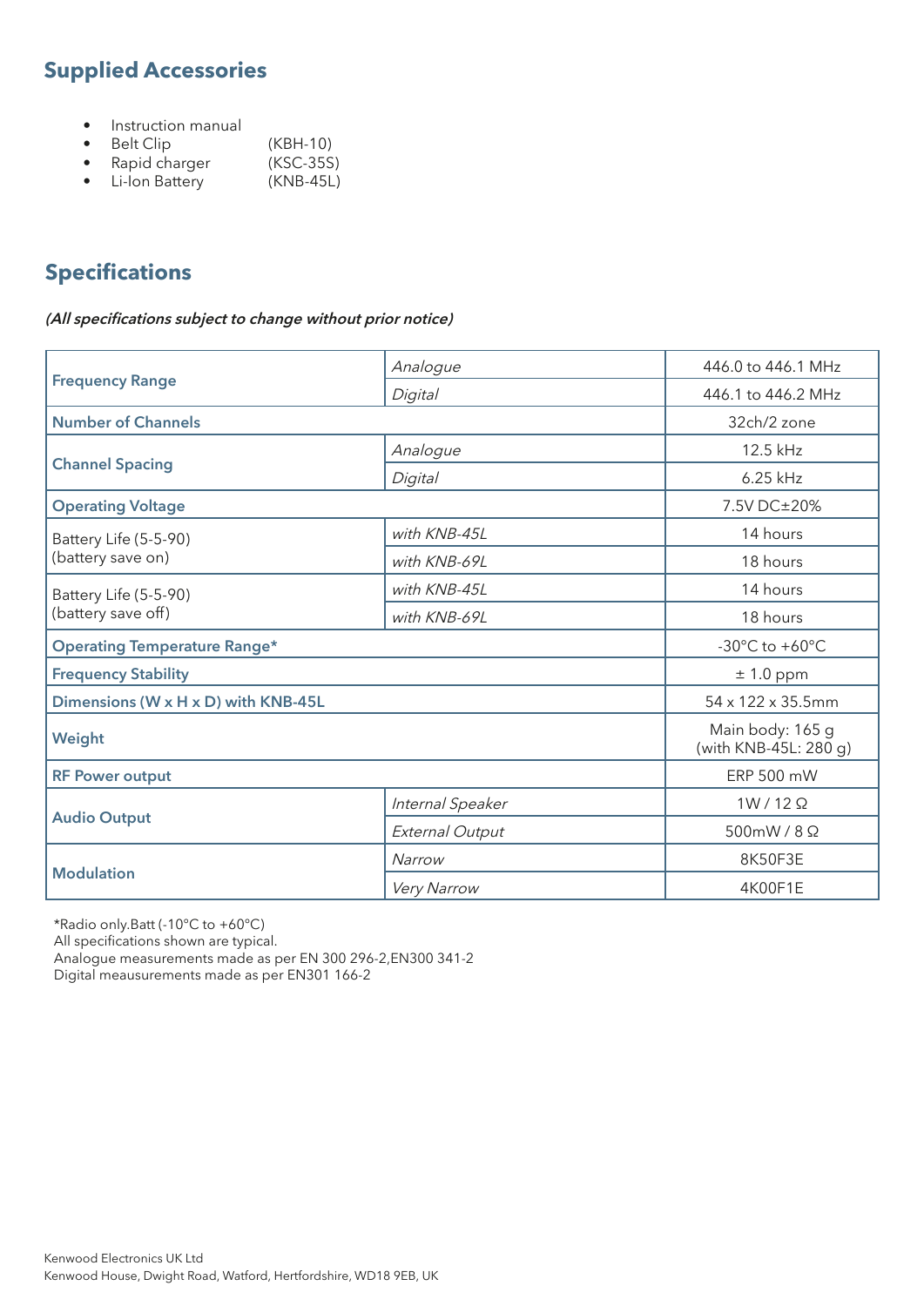## Supplied Accessories

- Instruction manual
- Belt Clip (KBH-10)
- Rapid charger (KSC-35S)
- Li-Ion Battery (KNB-45L)

## Specifications

***(All specifications subject to change without prior notice)***

| | | |
|---|---|---|
| **Frequency Range** | *Analogue* | 446.0 to 446.1 MHz |
| | *Digital* | 446.1 to 446.2 MHz |
| **Number of Channels** | | 32ch/2 zone |
| **Channel Spacing** | *Analogue* | 12.5 kHz |
| | *Digital* | 6.25 kHz |
| **Operating Voltage** | | 7.5V DC±20% |
| Battery Life (5-5-90) (battery save on) | *with KNB-45L* | 14 hours |
| | *with KNB-69L* | 18 hours |
| Battery Life (5-5-90) (battery save off) | *with KNB-45L* | 14 hours |
| | *with KNB-69L* | 18 hours |
| **Operating Temperature Range*** | | -30°C to +60°C |
| **Frequency Stability** | | ± 1.0 ppm |
| **Dimensions (W x H x D) with KNB-45L** | | 54 x 122 x 35.5mm |
| **Weight** | | Main body: 165 g (with KNB-45L: 280 g) |
| **RF Power output** | | ERP 500 mW |
| **Audio Output** | *Internal Speaker* | 1W / 12 Ω |
| | *External Output* | 500mW / 8 Ω |
| **Modulation** | *Narrow* | 8K50F3E |
| | *Very Narrow* | 4K00F1E |

*Radio only.Batt (-10°C to +60°C)
All specifications shown are typical.
Analogue measurements made as per EN 300 296-2,EN300 341-2
Digital meausurements made as per EN301 166-2

Kenwood Electronics UK Ltd
Kenwood House, Dwight Road, Watford, Hertfordshire, WD18 9EB, UK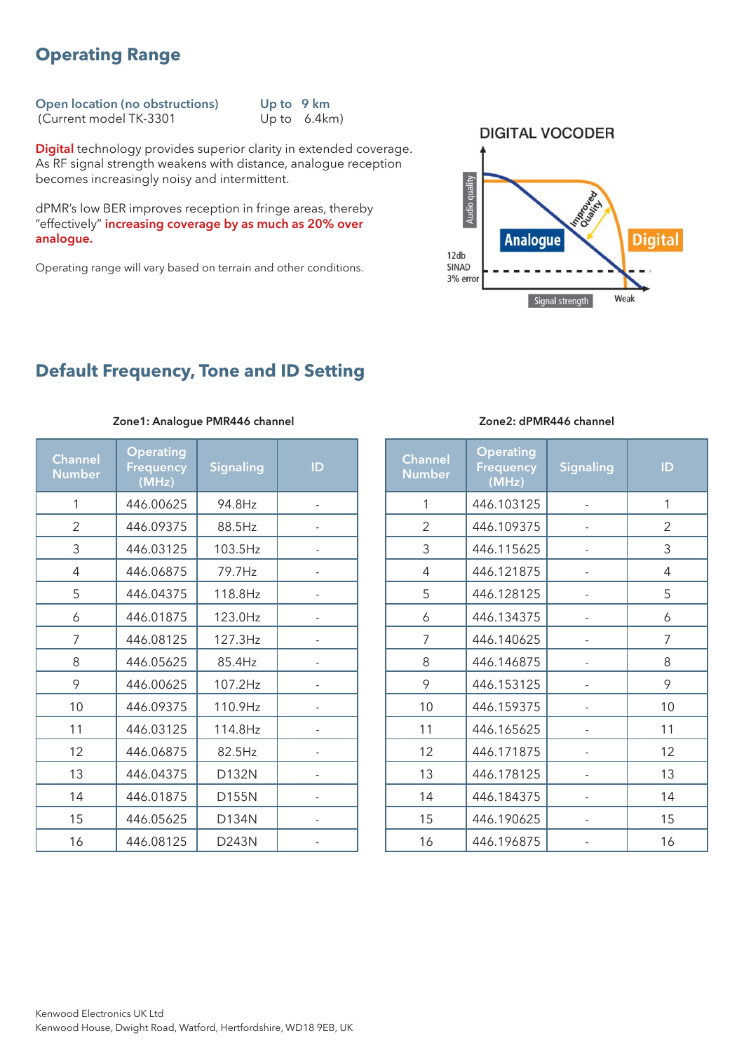## Operating Range

| | |
|---|---|
| Open location (no obstructions) | Up to 9 km |
| (Current model TK-3301 | Up to 6.4km) |

**Digital** technology provides superior clarity in extended coverage. As RF signal strength weakens with distance, analogue reception becomes increasingly noisy and intermittent.

dPMR's low BER improves reception in fringe areas, thereby "effectively" **increasing coverage by as much as 20% over analogue.**

Operating range will vary based on terrain and other conditions.

DIGITAL VOCODER

Audio quality

Improved Quality

Analogue

Digital

12db SINAD 3% error

Signal strength

Weak

## Default Frequency, Tone and ID Setting

**Zone1: Analogue PMR446 channel**

| Channel Number | Operating Frequency (MHz) | Signaling | ID |
|---|---|---|---|
| 1 | 446.00625 | 94.8Hz | - |
| 2 | 446.09375 | 88.5Hz | - |
| 3 | 446.03125 | 103.5Hz | - |
| 4 | 446.06875 | 79.7Hz | - |
| 5 | 446.04375 | 118.8Hz | - |
| 6 | 446.01875 | 123.0Hz | - |
| 7 | 446.08125 | 127.3Hz | - |
| 8 | 446.05625 | 85.4Hz | - |
| 9 | 446.00625 | 107.2Hz | - |
| 10 | 446.09375 | 110.9Hz | - |
| 11 | 446.03125 | 114.8Hz | - |
| 12 | 446.06875 | 82.5Hz | - |
| 13 | 446.04375 | D132N | - |
| 14 | 446.01875 | D155N | - |
| 15 | 446.05625 | D134N | - |
| 16 | 446.08125 | D243N | - |

**Zone2: dPMR446 channel**

| Channel Number | Operating Frequency (MHz) | Signaling | ID |
|---|---|---|---|
| 1 | 446.103125 | - | 1 |
| 2 | 446.109375 | - | 2 |
| 3 | 446.115625 | - | 3 |
| 4 | 446.121875 | - | 4 |
| 5 | 446.128125 | - | 5 |
| 6 | 446.134375 | - | 6 |
| 7 | 446.140625 | - | 7 |
| 8 | 446.146875 | - | 8 |
| 9 | 446.153125 | - | 9 |
| 10 | 446.159375 | - | 10 |
| 11 | 446.165625 | - | 11 |
| 12 | 446.171875 | - | 12 |
| 13 | 446.178125 | - | 13 |
| 14 | 446.184375 | - | 14 |
| 15 | 446.190625 | - | 15 |
| 16 | 446.196875 | - | 16 |

Kenwood Electronics UK Ltd
Kenwood House, Dwight Road, Watford, Hertfordshire, WD18 9EB, UK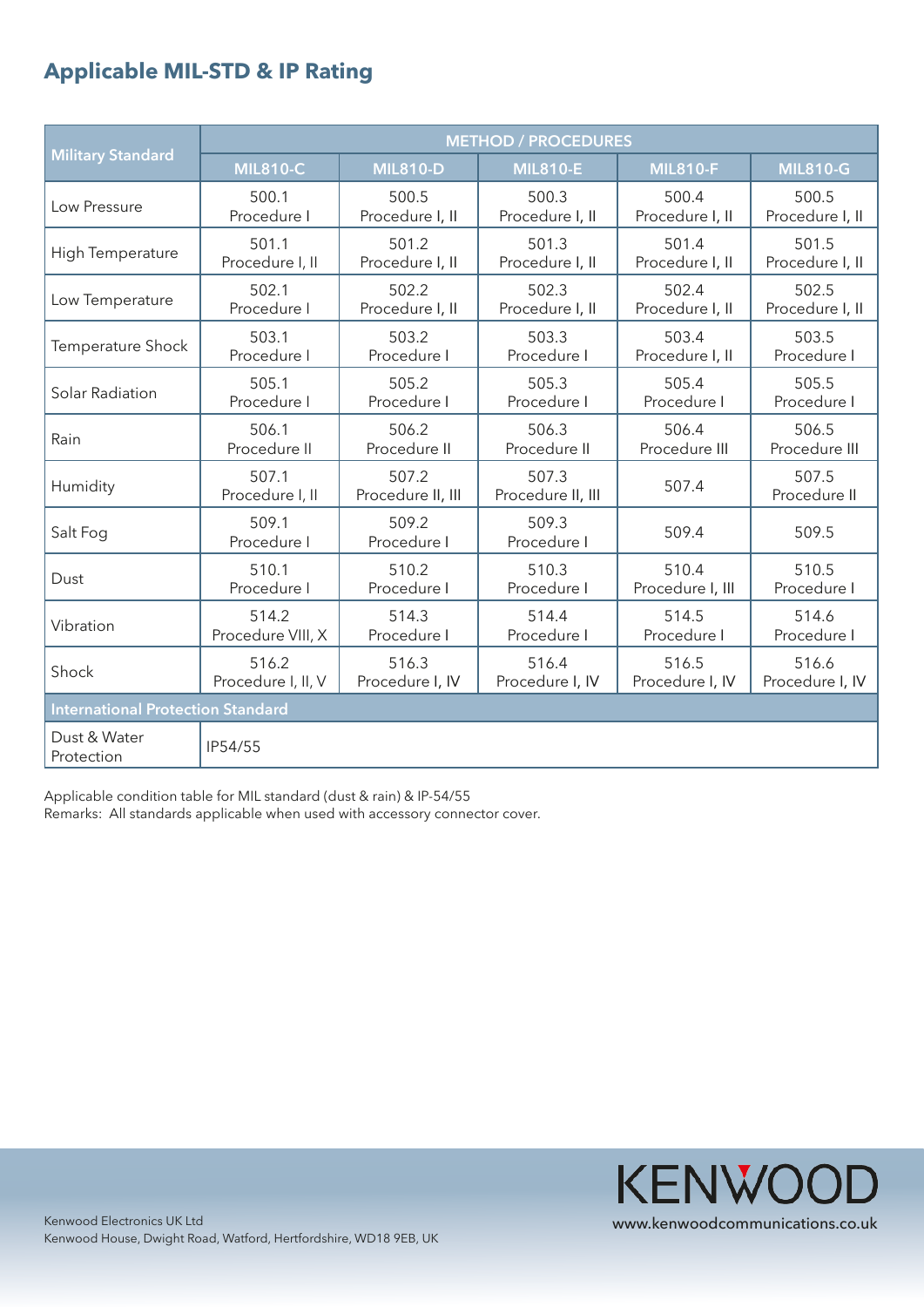## Applicable MIL-STD & IP Rating

| Military Standard | METHOD / PROCEDURES | | | | |
|---|---|---|---|---|---|
| | MIL810-C | MIL810-D | MIL810-E | MIL810-F | MIL810-G |
| Low Pressure | 500.1 Procedure I | 500.5 Procedure I, II | 500.3 Procedure I, II | 500.4 Procedure I, II | 500.5 Procedure I, II |
| High Temperature | 501.1 Procedure I, II | 501.2 Procedure I, II | 501.3 Procedure I, II | 501.4 Procedure I, II | 501.5 Procedure I, II |
| Low Temperature | 502.1 Procedure I | 502.2 Procedure I, II | 502.3 Procedure I, II | 502.4 Procedure I, II | 502.5 Procedure I, II |
| Temperature Shock | 503.1 Procedure I | 503.2 Procedure I | 503.3 Procedure I | 503.4 Procedure I, II | 503.5 Procedure I |
| Solar Radiation | 505.1 Procedure I | 505.2 Procedure I | 505.3 Procedure I | 505.4 Procedure I | 505.5 Procedure I |
| Rain | 506.1 Procedure II | 506.2 Procedure II | 506.3 Procedure II | 506.4 Procedure III | 506.5 Procedure III |
| Humidity | 507.1 Procedure I, II | 507.2 Procedure II, III | 507.3 Procedure II, III | 507.4 | 507.5 Procedure II |
| Salt Fog | 509.1 Procedure I | 509.2 Procedure I | 509.3 Procedure I | 509.4 | 509.5 |
| Dust | 510.1 Procedure I | 510.2 Procedure I | 510.3 Procedure I | 510.4 Procedure I, III | 510.5 Procedure I |
| Vibration | 514.2 Procedure VIII, X | 514.3 Procedure I | 514.4 Procedure I | 514.5 Procedure I | 514.6 Procedure I |
| Shock | 516.2 Procedure I, II, V | 516.3 Procedure I, IV | 516.4 Procedure I, IV | 516.5 Procedure I, IV | 516.6 Procedure I, IV |
| **International Protection Standard** | | | | | |
| Dust & Water Protection | IP54/55 | | | | |

Applicable condition table for MIL standard (dust & rain) & IP-54/55
Remarks: All standards applicable when used with accessory connector cover.

KENWOOD
www.kenwoodcommunications.co.uk

Kenwood Electronics UK Ltd
Kenwood House, Dwight Road, Watford, Hertfordshire, WD18 9EB, UK